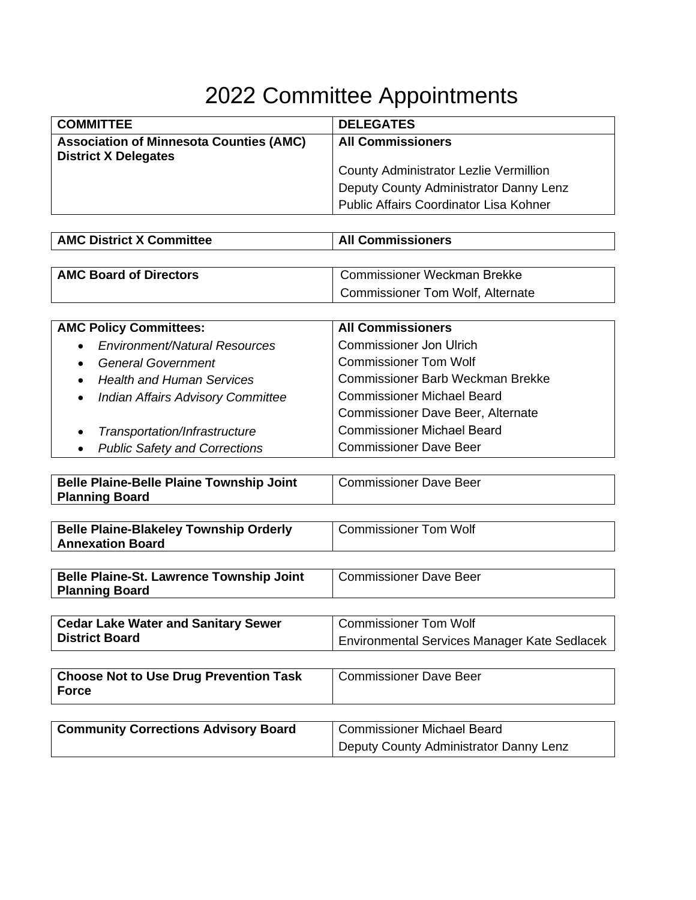# 2022 Committee Appointments

| COMMITTEE | DELEGATES |
|---|---|
| **Association of Minnesota Counties (AMC) District X Delegates** | **All Commissioners**<br><br>County Administrator Lezlie Vermillion<br>Deputy County Administrator Danny Lenz<br>Public Affairs Coordinator Lisa Kohner |

| | |
|---|---|
| **AMC District X Committee** | **All Commissioners** |

| | |
|---|---|
| **AMC Board of Directors** | Commissioner Weckman Brekke<br>Commissioner Tom Wolf, Alternate |

| | |
|---|---|
| **AMC Policy Committees:** | **All Commissioners** |
| • *Environment/Natural Resources* | Commissioner Jon Ulrich |
| • *General Government* | Commissioner Tom Wolf |
| • *Health and Human Services* | Commissioner Barb Weckman Brekke |
| • *Indian Affairs Advisory Committee* | Commissioner Michael Beard<br>Commissioner Dave Beer, Alternate |
| • *Transportation/Infrastructure* | Commissioner Michael Beard |
| • *Public Safety and Corrections* | Commissioner Dave Beer |

| | |
|---|---|
| **Belle Plaine-Belle Plaine Township Joint Planning Board** | Commissioner Dave Beer |

| | |
|---|---|
| **Belle Plaine-Blakeley Township Orderly Annexation Board** | Commissioner Tom Wolf |

| | |
|---|---|
| **Belle Plaine-St. Lawrence Township Joint Planning Board** | Commissioner Dave Beer |

| | |
|---|---|
| **Cedar Lake Water and Sanitary Sewer District Board** | Commissioner Tom Wolf<br>Environmental Services Manager Kate Sedlacek |

| | |
|---|---|
| **Choose Not to Use Drug Prevention Task Force** | Commissioner Dave Beer |

| | |
|---|---|
| **Community Corrections Advisory Board** | Commissioner Michael Beard<br>Deputy County Administrator Danny Lenz |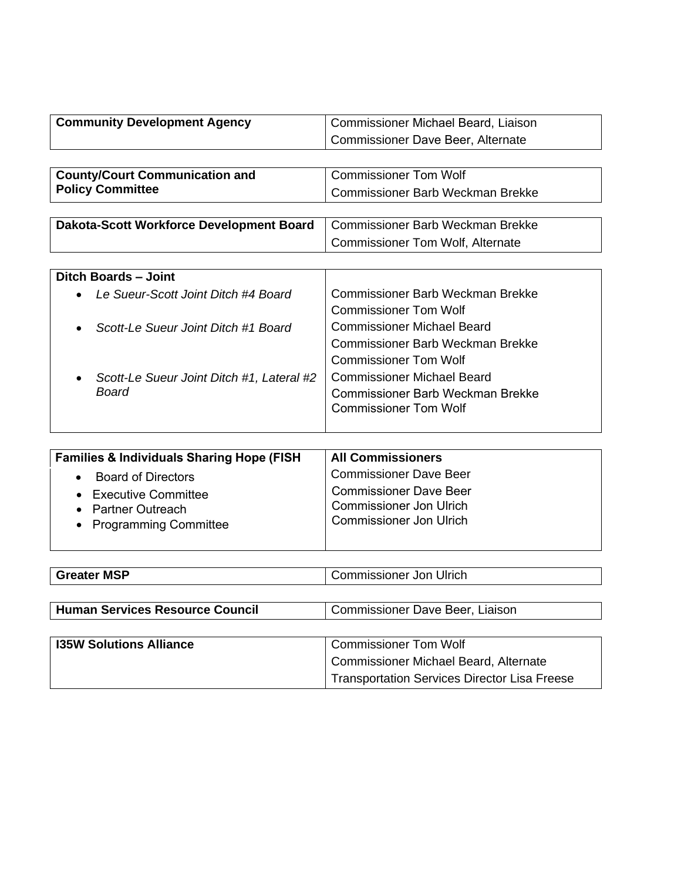| | |
|---|---|
| **Community Development Agency** | Commissioner Michael Beard, Liaison<br>Commissioner Dave Beer, Alternate |

| | |
|---|---|
| **County/Court Communication and Policy Committee** | Commissioner Tom Wolf<br>Commissioner Barb Weckman Brekke |

| | |
|---|---|
| **Dakota-Scott Workforce Development Board** | Commissioner Barb Weckman Brekke<br>Commissioner Tom Wolf, Alternate |

| | |
|---|---|
| **Ditch Boards – Joint** | |
| • *Le Sueur-Scott Joint Ditch #4 Board* | Commissioner Barb Weckman Brekke<br>Commissioner Tom Wolf |
| • *Scott-Le Sueur Joint Ditch #1 Board* | Commissioner Michael Beard<br>Commissioner Barb Weckman Brekke<br>Commissioner Tom Wolf |
| • *Scott-Le Sueur Joint Ditch #1, Lateral #2 Board* | Commissioner Michael Beard<br>Commissioner Barb Weckman Brekke<br>Commissioner Tom Wolf |

| | |
|---|---|
| **Families & Individuals Sharing Hope (FISH** | **All Commissioners** |
| • Board of Directors | Commissioner Dave Beer |
| • Executive Committee | Commissioner Dave Beer |
| • Partner Outreach | Commissioner Jon Ulrich |
| • Programming Committee | Commissioner Jon Ulrich |

| | |
|---|---|
| **Greater MSP** | Commissioner Jon Ulrich |

| | |
|---|---|
| **Human Services Resource Council** | Commissioner Dave Beer, Liaison |

| | |
|---|---|
| **I35W Solutions Alliance** | Commissioner Tom Wolf<br>Commissioner Michael Beard, Alternate<br>Transportation Services Director Lisa Freese |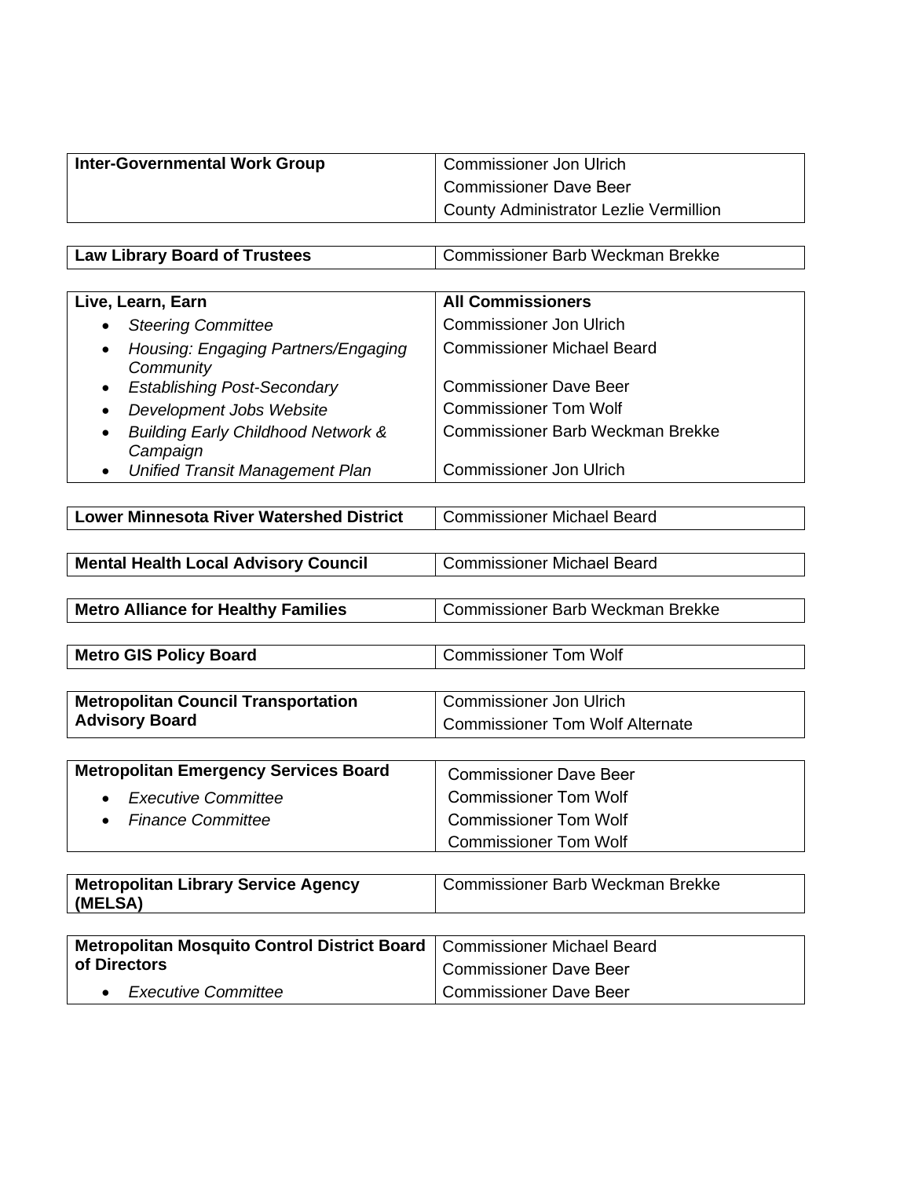| Inter-Governmental Work Group | Commissioner Jon Ulrich<br>Commissioner Dave Beer<br>County Administrator Lezlie Vermillion |
|---|---|

| Law Library Board of Trustees | Commissioner Barb Weckman Brekke |
|---|---|

| Live, Learn, Earn | All Commissioners |
|---|---|
| • *Steering Committee* | Commissioner Jon Ulrich |
| • *Housing: Engaging Partners/Engaging Community* | Commissioner Michael Beard |
| • *Establishing Post-Secondary* | Commissioner Dave Beer |
| • *Development Jobs Website* | Commissioner Tom Wolf |
| • *Building Early Childhood Network & Campaign* | Commissioner Barb Weckman Brekke |
| • *Unified Transit Management Plan* | Commissioner Jon Ulrich |

| Lower Minnesota River Watershed District | Commissioner Michael Beard |
|---|---|

| Mental Health Local Advisory Council | Commissioner Michael Beard |
|---|---|

| Metro Alliance for Healthy Families | Commissioner Barb Weckman Brekke |
|---|---|

| Metro GIS Policy Board | Commissioner Tom Wolf |
|---|---|

| Metropolitan Council Transportation Advisory Board | Commissioner Jon Ulrich<br>Commissioner Tom Wolf Alternate |
|---|---|

| Metropolitan Emergency Services Board | Commissioner Dave Beer<br>Commissioner Tom Wolf |
|---|---|
| • *Executive Committee* | Commissioner Tom Wolf |
| • *Finance Committee* | Commissioner Tom Wolf |

| Metropolitan Library Service Agency (MELSA) | Commissioner Barb Weckman Brekke |
|---|---|

| Metropolitan Mosquito Control District Board of Directors | Commissioner Michael Beard<br>Commissioner Dave Beer |
|---|---|
| • *Executive Committee* | Commissioner Dave Beer |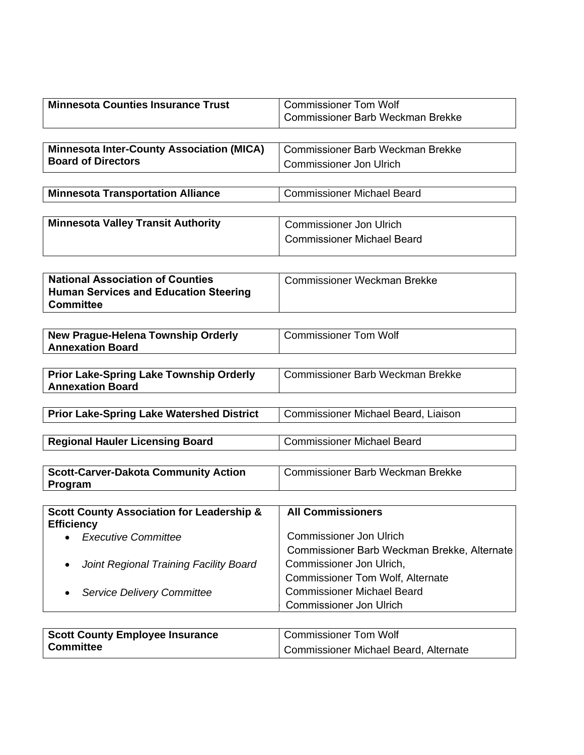| | |
|---|---|
| **Minnesota Counties Insurance Trust** | Commissioner Tom Wolf<br>Commissioner Barb Weckman Brekke |
| **Minnesota Inter-County Association (MICA) Board of Directors** | Commissioner Barb Weckman Brekke<br>Commissioner Jon Ulrich |
| **Minnesota Transportation Alliance** | Commissioner Michael Beard |
| **Minnesota Valley Transit Authority** | Commissioner Jon Ulrich<br>Commissioner Michael Beard |
| **National Association of Counties Human Services and Education Steering Committee** | Commissioner Weckman Brekke |
| **New Prague-Helena Township Orderly Annexation Board** | Commissioner Tom Wolf |
| **Prior Lake-Spring Lake Township Orderly Annexation Board** | Commissioner Barb Weckman Brekke |
| **Prior Lake-Spring Lake Watershed District** | Commissioner Michael Beard, Liaison |
| **Regional Hauler Licensing Board** | Commissioner Michael Beard |
| **Scott-Carver-Dakota Community Action Program** | Commissioner Barb Weckman Brekke |
| **Scott County Association for Leadership & Efficiency** | **All Commissioners** |
| • *Executive Committee* | Commissioner Jon Ulrich<br>Commissioner Barb Weckman Brekke, Alternate |
| • *Joint Regional Training Facility Board* | Commissioner Jon Ulrich,<br>Commissioner Tom Wolf, Alternate |
| • *Service Delivery Committee* | Commissioner Michael Beard<br>Commissioner Jon Ulrich |
| **Scott County Employee Insurance Committee** | Commissioner Tom Wolf<br>Commissioner Michael Beard, Alternate |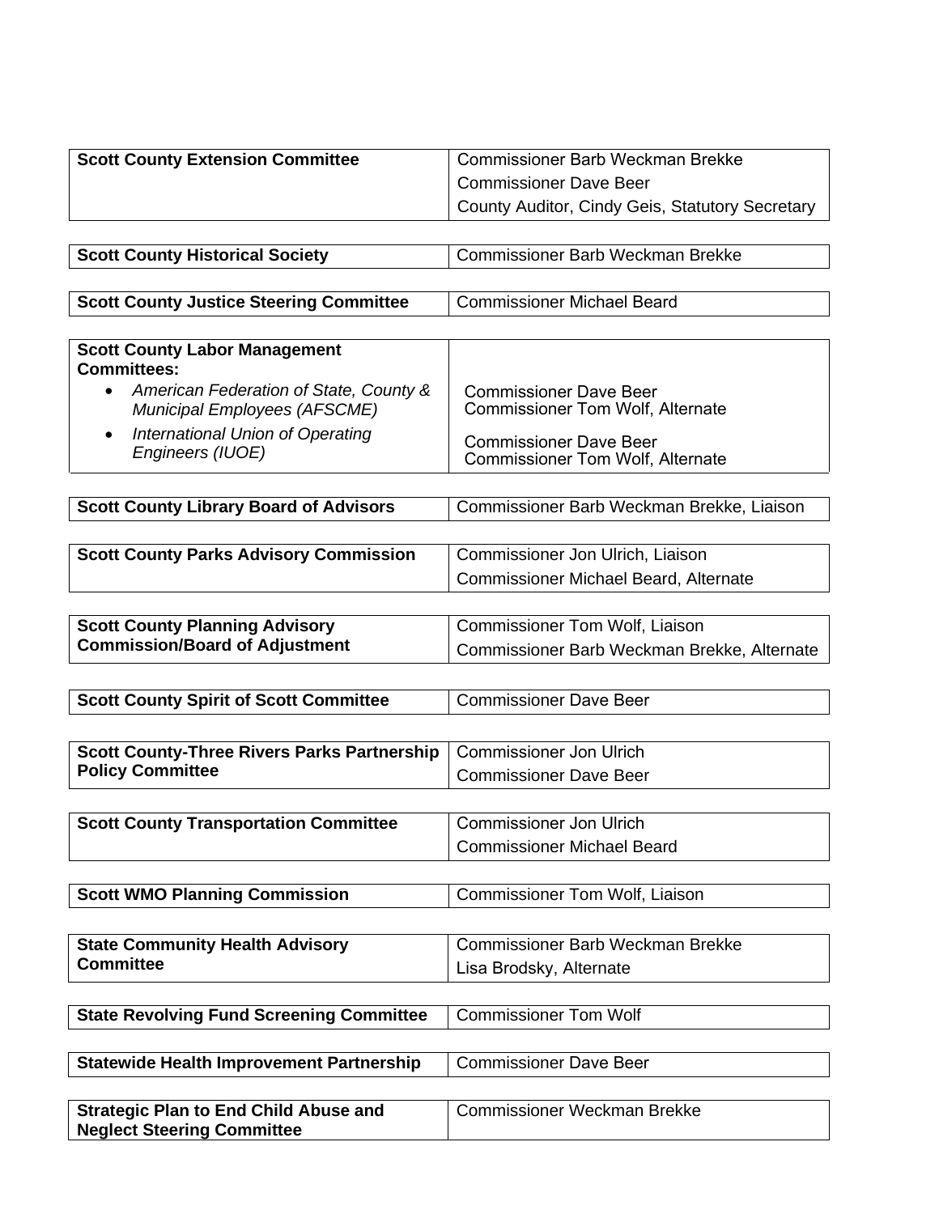| Committee | Representative(s) |
| --- | --- |
| **Scott County Extension Committee** | Commissioner Barb Weckman Brekke<br>Commissioner Dave Beer<br>County Auditor, Cindy Geis, Statutory Secretary |
| **Scott County Historical Society** | Commissioner Barb Weckman Brekke |
| **Scott County Justice Steering Committee** | Commissioner Michael Beard |
| **Scott County Labor Management Committees:** | |
| • *American Federation of State, County & Municipal Employees (AFSCME)* | Commissioner Dave Beer<br>Commissioner Tom Wolf, Alternate |
| • *International Union of Operating Engineers (IUOE)* | Commissioner Dave Beer<br>Commissioner Tom Wolf, Alternate |
| **Scott County Library Board of Advisors** | Commissioner Barb Weckman Brekke, Liaison |
| **Scott County Parks Advisory Commission** | Commissioner Jon Ulrich, Liaison<br>Commissioner Michael Beard, Alternate |
| **Scott County Planning Advisory Commission/Board of Adjustment** | Commissioner Tom Wolf, Liaison<br>Commissioner Barb Weckman Brekke, Alternate |
| **Scott County Spirit of Scott Committee** | Commissioner Dave Beer |
| **Scott County-Three Rivers Parks Partnership Policy Committee** | Commissioner Jon Ulrich<br>Commissioner Dave Beer |
| **Scott County Transportation Committee** | Commissioner Jon Ulrich<br>Commissioner Michael Beard |
| **Scott WMO Planning Commission** | Commissioner Tom Wolf, Liaison |
| **State Community Health Advisory Committee** | Commissioner Barb Weckman Brekke<br>Lisa Brodsky, Alternate |
| **State Revolving Fund Screening Committee** | Commissioner Tom Wolf |
| **Statewide Health Improvement Partnership** | Commissioner Dave Beer |
| **Strategic Plan to End Child Abuse and Neglect Steering Committee** | Commissioner Weckman Brekke |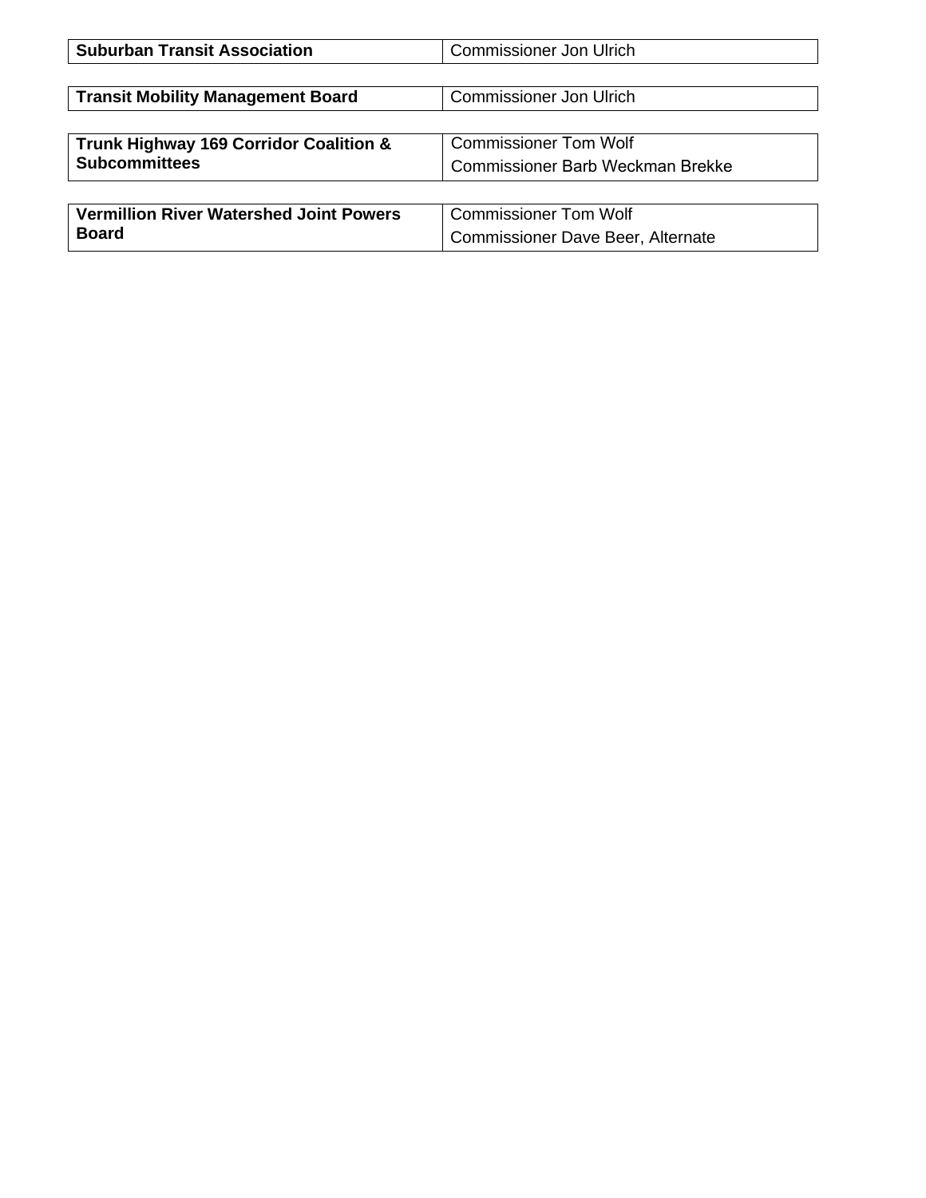| | |
|---|---|
| **Suburban Transit Association** | Commissioner Jon Ulrich |

| | |
|---|---|
| **Transit Mobility Management Board** | Commissioner Jon Ulrich |

| | |
|---|---|
| **Trunk Highway 169 Corridor Coalition & Subcommittees** | Commissioner Tom Wolf<br>Commissioner Barb Weckman Brekke |

| | |
|---|---|
| **Vermillion River Watershed Joint Powers Board** | Commissioner Tom Wolf<br>Commissioner Dave Beer, Alternate |